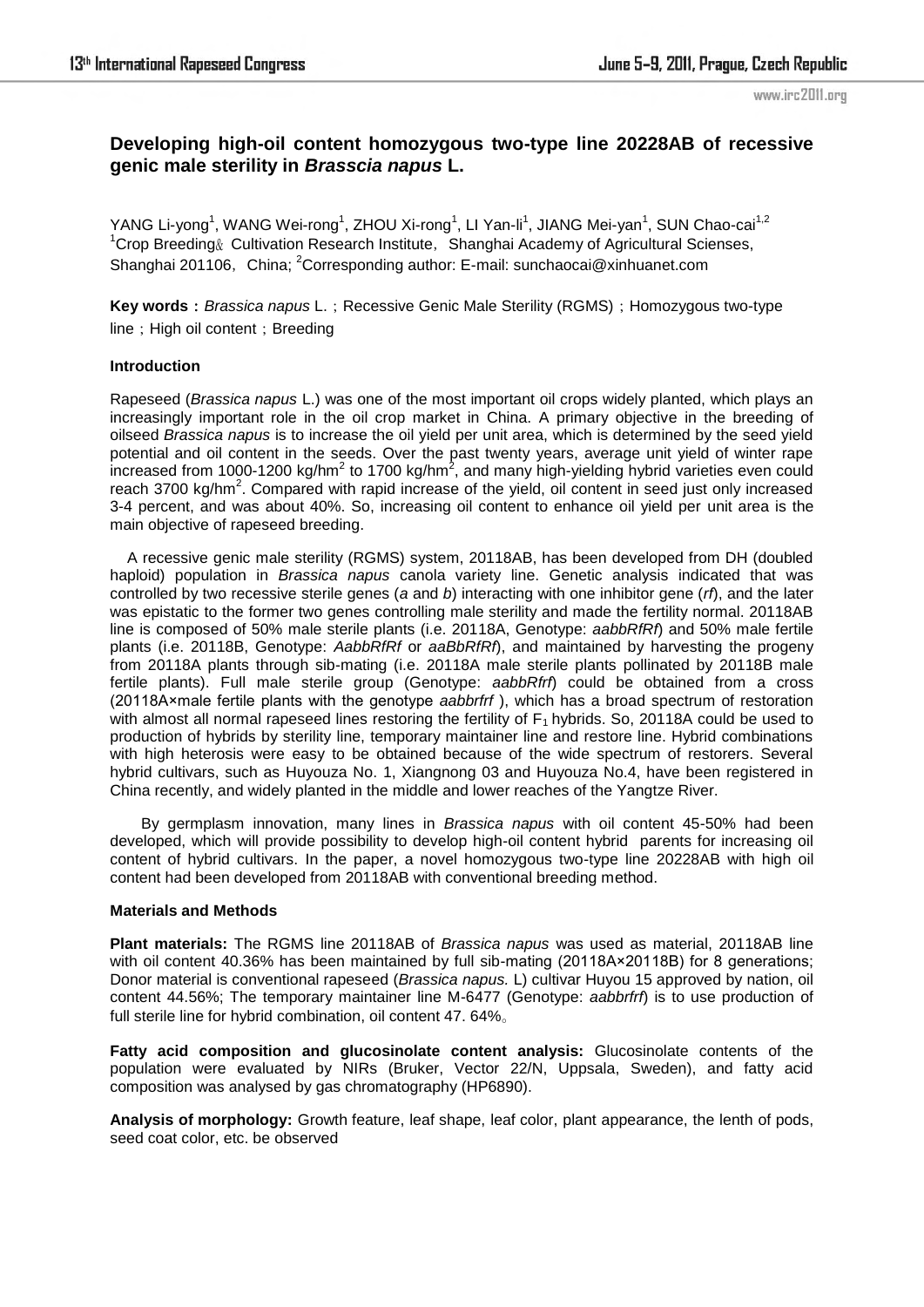# Developing high-oil content homozygous two-type line 20228AB of recessive genic male sterility in *Brasscia napus* L.

YANG Li-yong[1], WANG Wei-rong[1], ZHOU Xi-rong[1], LI Yan-li[1], JIANG Mei-yan[1], SUN Chao-cai[1,2]
[1]Crop Breeding& Cultivation Research Institute, Shanghai Academy of Agricultural Scienses, Shanghai 201106, China; [2]Corresponding author: E-mail: sunchaocai@xinhuanet.com

**Key words：** *Brassica napus* L.；Recessive Genic Male Sterility (RGMS)；Homozygous two-type line；High oil content；Breeding

**Introduction**

Rapeseed (*Brassica napus* L.) was one of the most important oil crops widely planted, which plays an increasingly important role in the oil crop market in China. A primary objective in the breeding of oilseed *Brassica napus* is to increase the oil yield per unit area, which is determined by the seed yield potential and oil content in the seeds. Over the past twenty years, average unit yield of winter rape increased from 1000-1200 kg/hm$^2$ to 1700 kg/hm$^2$, and many high-yielding hybrid varieties even could reach 3700 kg/hm$^2$. Compared with rapid increase of the yield, oil content in seed just only increased 3-4 percent, and was about 40%. So, increasing oil content to enhance oil yield per unit area is the main objective of rapeseed breeding.

A recessive genic male sterility (RGMS) system, 20118AB, has been developed from DH (doubled haploid) population in *Brassica napus* canola variety line. Genetic analysis indicated that was controlled by two recessive sterile genes (*a* and *b*) interacting with one inhibitor gene (*rf*), and the later was epistatic to the former two genes controlling male sterility and made the fertility normal. 20118AB line is composed of 50% male sterile plants (i.e. 20118A, Genotype: *aabbRfRf*) and 50% male fertile plants (i.e. 20118B, Genotype: *AabbRfRf* or *aaBbRfRf*), and maintained by harvesting the progeny from 20118A plants through sib-mating (i.e. 20118A male sterile plants pollinated by 20118B male fertile plants). Full male sterile group (Genotype: *aabbRfrf*) could be obtained from a cross (20118A×male fertile plants with the genotype *aabbrfrf* ), which has a broad spectrum of restoration with almost all normal rapeseed lines restoring the fertility of $F_1$ hybrids. So, 20118A could be used to production of hybrids by sterility line, temporary maintainer line and restore line. Hybrid combinations with high heterosis were easy to be obtained because of the wide spectrum of restorers. Several hybrid cultivars, such as Huyouza No. 1, Xiangnong 03 and Huyouza No.4, have been registered in China recently, and widely planted in the middle and lower reaches of the Yangtze River.

By germplasm innovation, many lines in *Brassica napus* with oil content 45-50% had been developed, which will provide possibility to develop high-oil content hybrid parents for increasing oil content of hybrid cultivars. In the paper, a novel homozygous two-type line 20228AB with high oil content had been developed from 20118AB with conventional breeding method.

**Materials and Methods**

**Plant materials:** The RGMS line 20118AB of *Brassica napus* was used as material, 20118AB line with oil content 40.36% has been maintained by full sib-mating (20118A×20118B) for 8 generations; Donor material is conventional rapeseed (*Brassica napus.* L) cultivar Huyou 15 approved by nation, oil content 44.56%; The temporary maintainer line M-6477 (Genotype: *aabbrfrf*) is to use production of full sterile line for hybrid combination, oil content 47. 64%。

**Fatty acid composition and glucosinolate content analysis:** Glucosinolate contents of the population were evaluated by NIRs (Bruker, Vector 22/N, Uppsala, Sweden), and fatty acid composition was analysed by gas chromatography (HP6890).

**Analysis of morphology:** Growth feature, leaf shape, leaf color, plant appearance, the lenth of pods, seed coat color, etc. be observed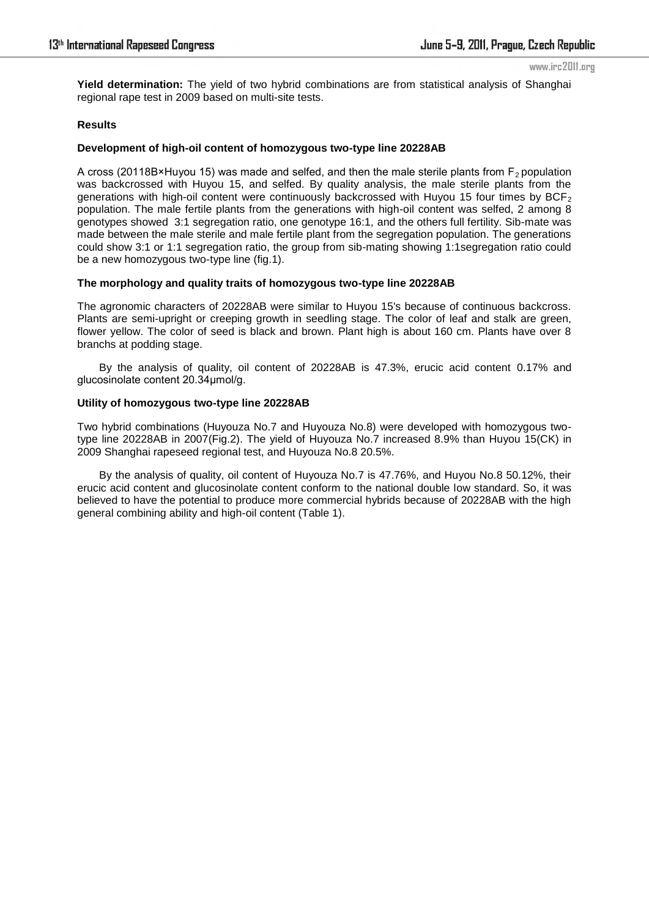**Yield determination:** The yield of two hybrid combinations are from statistical analysis of Shanghai regional rape test in 2009 based on multi-site tests.

### Results

#### Development of high-oil content of homozygous two-type line 20228AB

A cross (20118B×Huyou 15) was made and selfed, and then the male sterile plants from $F_2$ population was backcrossed with Huyou 15, and selfed. By quality analysis, the male sterile plants from the generations with high-oil content were continuously backcrossed with Huyou 15 four times by $BCF_2$ population. The male fertile plants from the generations with high-oil content was selfed, 2 among 8 genotypes showed 3:1 segregation ratio, one genotype 16:1, and the others full fertility. Sib-mate was made between the male sterile and male fertile plant from the segregation population. The generations could show 3:1 or 1:1 segregation ratio, the group from sib-mating showing 1:1segregation ratio could be a new homozygous two-type line (fig.1).

#### The morphology and quality traits of homozygous two-type line 20228AB

The agronomic characters of 20228AB were similar to Huyou 15's because of continuous backcross. Plants are semi-upright or creeping growth in seedling stage. The color of leaf and stalk are green, flower yellow. The color of seed is black and brown. Plant high is about 160 cm. Plants have over 8 branchs at podding stage.

By the analysis of quality, oil content of 20228AB is 47.3%, erucic acid content 0.17% and glucosinolate content 20.34μmol/g.

#### Utility of homozygous two-type line 20228AB

Two hybrid combinations (Huyouza No.7 and Huyouza No.8) were developed with homozygous two-type line 20228AB in 2007(Fig.2). The yield of Huyouza No.7 increased 8.9% than Huyou 15(CK) in 2009 Shanghai rapeseed regional test, and Huyouza No.8 20.5%.

By the analysis of quality, oil content of Huyouza No.7 is 47.76%, and Huyou No.8 50.12%, their erucic acid content and glucosinolate content conform to the national double low standard. So, it was believed to have the potential to produce more commercial hybrids because of 20228AB with the high general combining ability and high-oil content (Table 1).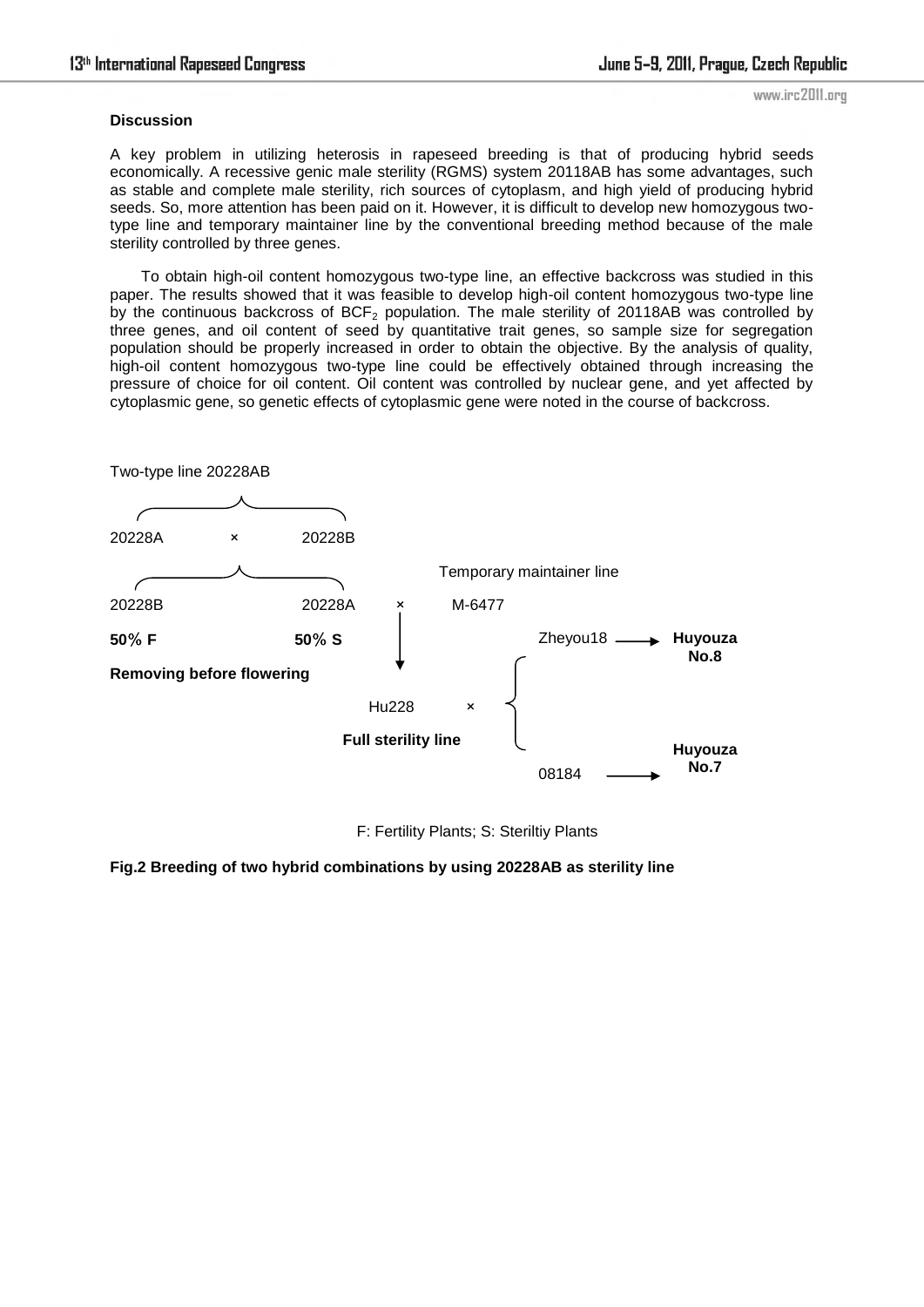### Discussion

A key problem in utilizing heterosis in rapeseed breeding is that of producing hybrid seeds economically. A recessive genic male sterility (RGMS) system 20118AB has some advantages, such as stable and complete male sterility, rich sources of cytoplasm, and high yield of producing hybrid seeds. So, more attention has been paid on it. However, it is difficult to develop new homozygous two-type line and temporary maintainer line by the conventional breeding method because of the male sterility controlled by three genes.

To obtain high-oil content homozygous two-type line, an effective backcross was studied in this paper. The results showed that it was feasible to develop high-oil content homozygous two-type line by the continuous backcross of $BCF_2$ population. The male sterility of 20118AB was controlled by three genes, and oil content of seed by quantitative trait genes, so sample size for segregation population should be properly increased in order to obtain the objective. By the analysis of quality, high-oil content homozygous two-type line could be effectively obtained through increasing the pressure of choice for oil content. Oil content was controlled by nuclear gene, and yet affected by cytoplasmic gene, so genetic effects of cytoplasmic gene were noted in the course of backcross.

Two-type line 20228AB

20228A × 20228B

Temporary maintainer line

20228B 20228A × M-6477

**50% F** **50% S**

**Removing before flowering**

Hu228 ×

**Full sterility line**

Zheyou18 → **Huyouza No.8**

08184 → **Huyouza No.7**

F: Fertility Plants; S: Steriltiy Plants

**Fig.2 Breeding of two hybrid combinations by using 20228AB as sterility line**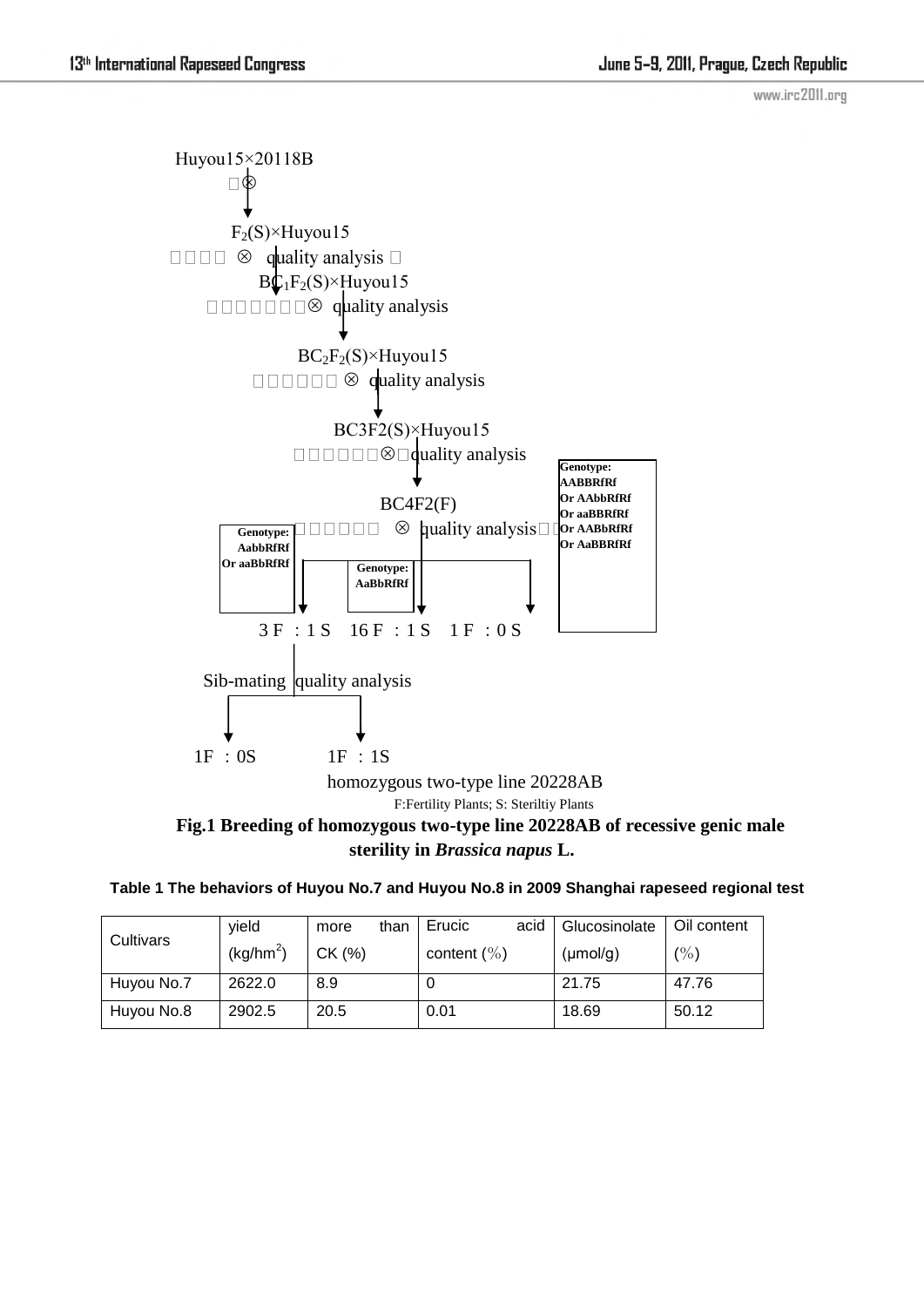Huyou15×20118B

⊗

$F_2$(S)×Huyou15

⊗ quality analysis

$BC_1F_2$(S)×Huyou15

⊗ quality analysis

$BC_2F_2$(S)×Huyou15

⊗ quality analysis

BC3F2(S)×Huyou15

⊗ quality analysis

BC4F2(F)

⊗ quality analysis

Genotype: AabbRfRf Or aaBbRfRf

Genotype: AaBbRfRf

Genotype: AABBRfRf Or AAbbRfRf Or aaBBRfRf Or AABbRfRf Or AaBBRfRf

3 F : 1 S   16 F : 1 S   1 F : 0 S

Sib-mating   quality analysis

1F : 0S   1F : 1S

homozygous two-type line 20228AB

F:Fertility Plants; S: Steriltiy Plants

**Fig.1 Breeding of homozygous two-type line 20228AB of recessive genic male sterility in *Brassica napus* L.**

**Table 1 The behaviors of Huyou No.7 and Huyou No.8 in 2009 Shanghai rapeseed regional test**

| Cultivars | yield ($kg/hm^2$) | more than CK (%) | Erucic acid content (%) | Glucosinolate (μmol/g) | Oil content (%) |
|---|---|---|---|---|---|
| Huyou No.7 | 2622.0 | 8.9 | 0 | 21.75 | 47.76 |
| Huyou No.8 | 2902.5 | 20.5 | 0.01 | 18.69 | 50.12 |